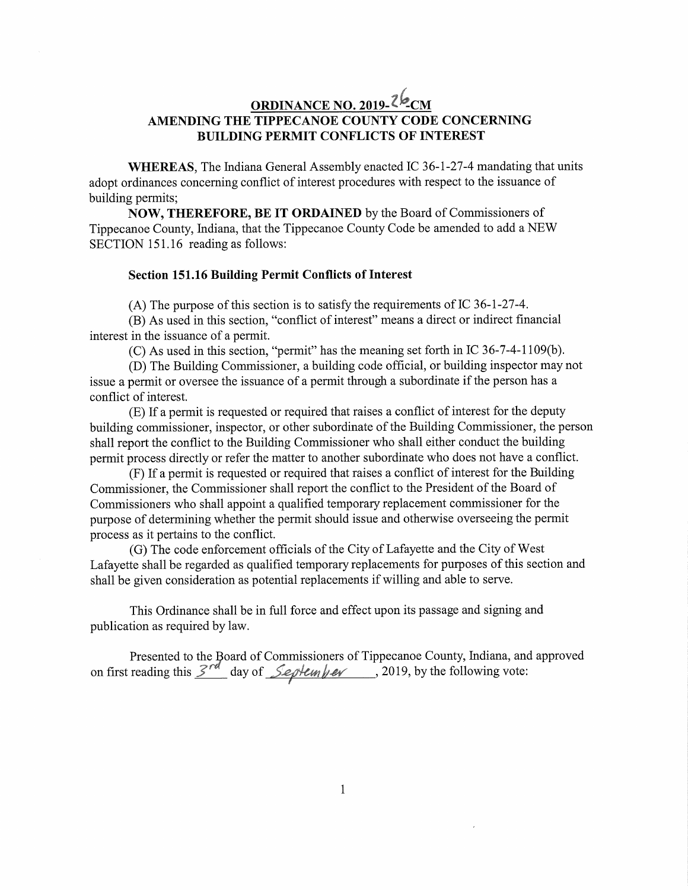# ORDINANCE NO. 2019-26-CM
## AMENDING THE TIPPECANOE COUNTY CODE CONCERNING BUILDING PERMIT CONFLICTS OF INTEREST

**WHEREAS**, The Indiana General Assembly enacted IC 36-1-27-4 mandating that units adopt ordinances concerning conflict of interest procedures with respect to the issuance of building permits;

**NOW, THEREFORE, BE IT ORDAINED** by the Board of Commissioners of Tippecanoe County, Indiana, that the Tippecanoe County Code be amended to add a NEW SECTION 151.16 reading as follows:

### Section 151.16 Building Permit Conflicts of Interest

(A) The purpose of this section is to satisfy the requirements of IC 36-1-27-4.

(B) As used in this section, "conflict of interest" means a direct or indirect financial interest in the issuance of a permit.

(C) As used in this section, "permit" has the meaning set forth in IC 36-7-4-1109(b).

(D) The Building Commissioner, a building code official, or building inspector may not issue a permit or oversee the issuance of a permit through a subordinate if the person has a conflict of interest.

(E) If a permit is requested or required that raises a conflict of interest for the deputy building commissioner, inspector, or other subordinate of the Building Commissioner, the person shall report the conflict to the Building Commissioner who shall either conduct the building permit process directly or refer the matter to another subordinate who does not have a conflict.

(F) If a permit is requested or required that raises a conflict of interest for the Building Commissioner, the Commissioner shall report the conflict to the President of the Board of Commissioners who shall appoint a qualified temporary replacement commissioner for the purpose of determining whether the permit should issue and otherwise overseeing the permit process as it pertains to the conflict.

(G) The code enforcement officials of the City of Lafayette and the City of West Lafayette shall be regarded as qualified temporary replacements for purposes of this section and shall be given consideration as potential replacements if willing and able to serve.

This Ordinance shall be in full force and effect upon its passage and signing and publication as required by law.

Presented to the Board of Commissioners of Tippecanoe County, Indiana, and approved on first reading this 3rd day of September, 2019, by the following vote: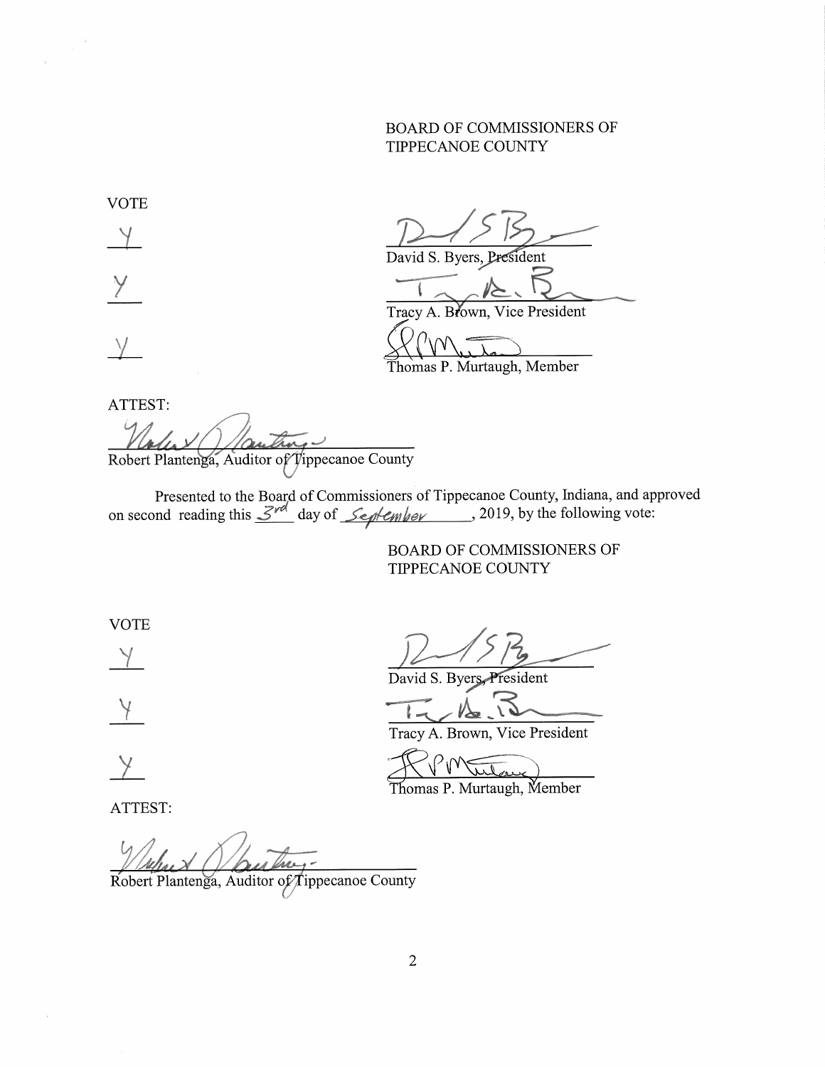BOARD OF COMMISSIONERS OF
TIPPECANOE COUNTY

VOTE

| | |
|---|---|
| Y | David S. Byers, President |
| Y | Tracy A. Brown, Vice President |
| Y | Thomas P. Murtaugh, Member |

ATTEST:

Robert Plantenga, Auditor of Tippecanoe County

Presented to the Board of Commissioners of Tippecanoe County, Indiana, and approved on second reading this 3rd day of September, 2019, by the following vote:

BOARD OF COMMISSIONERS OF
TIPPECANOE COUNTY

VOTE

| | |
|---|---|
| Y | David S. Byers, President |
| Y | Tracy A. Brown, Vice President |
| Y | Thomas P. Murtaugh, Member |

ATTEST:

Robert Plantenga, Auditor of Tippecanoe County